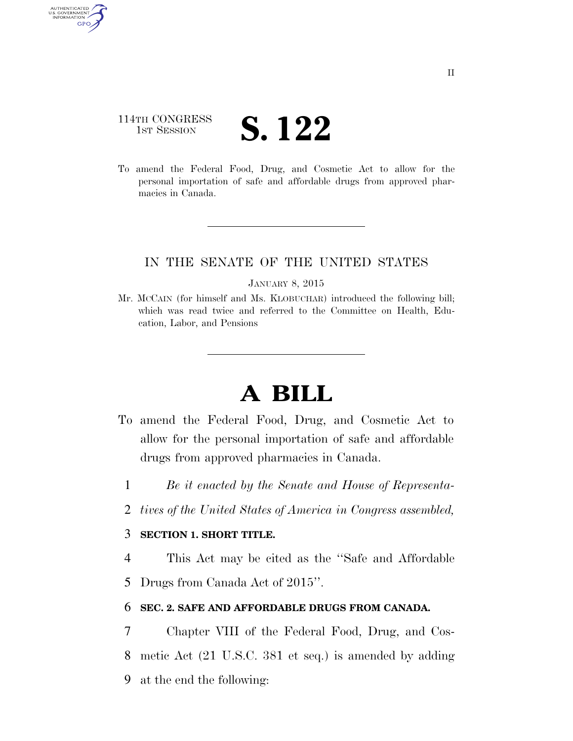114TH CONGRESS
1ST SESSION

# S. 122

To amend the Federal Food, Drug, and Cosmetic Act to allow for the personal importation of safe and affordable drugs from approved pharmacies in Canada.

---

IN THE SENATE OF THE UNITED STATES

JANUARY 8, 2015

Mr. MCCAIN (for himself and Ms. KLOBUCHAR) introduced the following bill; which was read twice and referred to the Committee on Health, Education, Labor, and Pensions

---

# A BILL

To amend the Federal Food, Drug, and Cosmetic Act to allow for the personal importation of safe and affordable drugs from approved pharmacies in Canada.

1 *Be it enacted by the Senate and House of Representa-*
2 *tives of the United States of America in Congress assembled,*

3 **SECTION 1. SHORT TITLE.**

4 This Act may be cited as the ''Safe and Affordable
5 Drugs from Canada Act of 2015''.

6 **SEC. 2. SAFE AND AFFORDABLE DRUGS FROM CANADA.**

7 Chapter VIII of the Federal Food, Drug, and Cos-
8 metic Act (21 U.S.C. 381 et seq.) is amended by adding
9 at the end the following: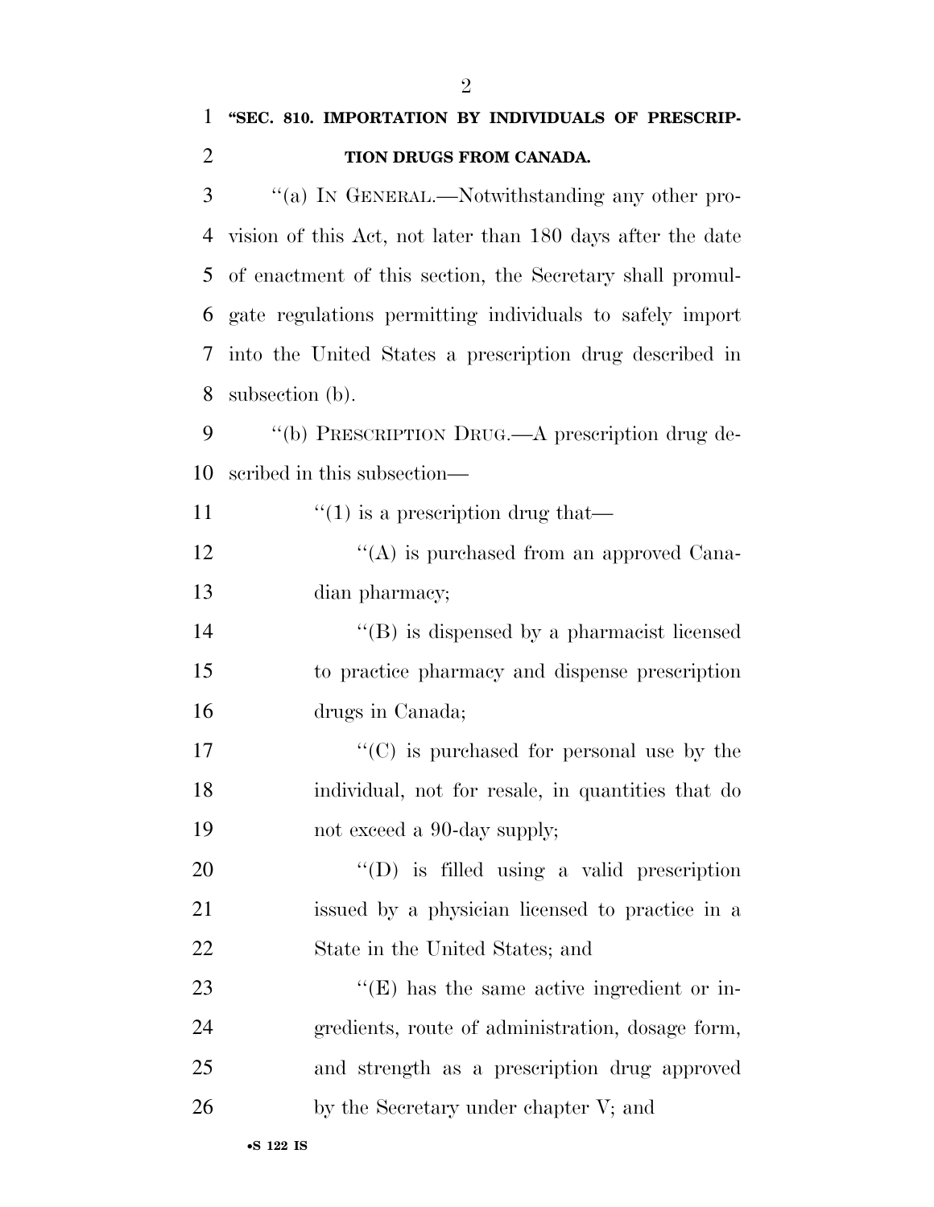**"SEC. 810. IMPORTATION BY INDIVIDUALS OF PRESCRIPTION DRUGS FROM CANADA.**

"(a) IN GENERAL.—Notwithstanding any other provision of this Act, not later than 180 days after the date of enactment of this section, the Secretary shall promulgate regulations permitting individuals to safely import into the United States a prescription drug described in subsection (b).

"(b) PRESCRIPTION DRUG.—A prescription drug described in this subsection—

"(1) is a prescription drug that—

"(A) is purchased from an approved Canadian pharmacy;

"(B) is dispensed by a pharmacist licensed to practice pharmacy and dispense prescription drugs in Canada;

"(C) is purchased for personal use by the individual, not for resale, in quantities that do not exceed a 90-day supply;

"(D) is filled using a valid prescription issued by a physician licensed to practice in a State in the United States; and

"(E) has the same active ingredient or ingredients, route of administration, dosage form, and strength as a prescription drug approved by the Secretary under chapter V; and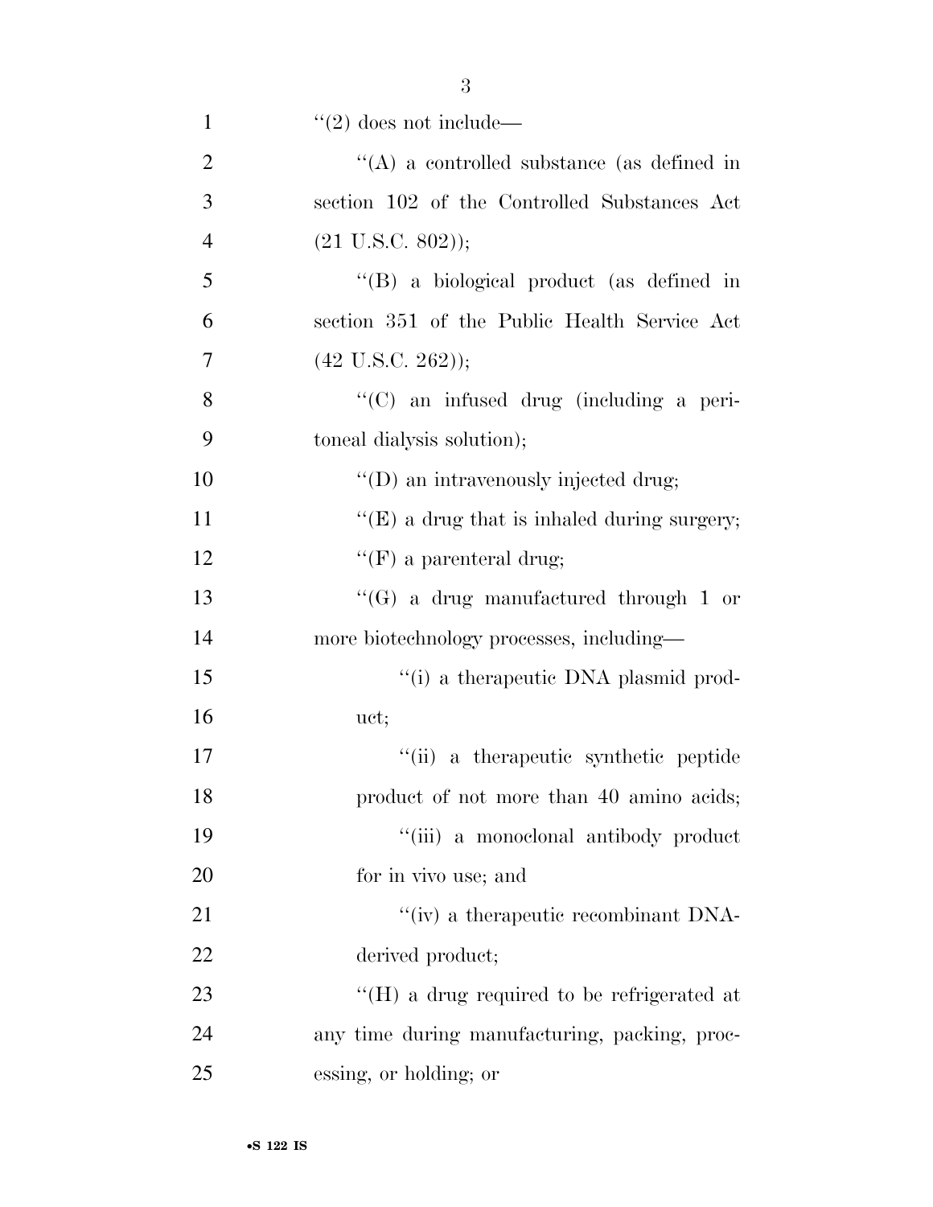"(2) does not include—

"(A) a controlled substance (as defined in section 102 of the Controlled Substances Act (21 U.S.C. 802));

"(B) a biological product (as defined in section 351 of the Public Health Service Act (42 U.S.C. 262));

"(C) an infused drug (including a peritoneal dialysis solution);

"(D) an intravenously injected drug;

"(E) a drug that is inhaled during surgery;

"(F) a parenteral drug;

"(G) a drug manufactured through 1 or more biotechnology processes, including—

"(i) a therapeutic DNA plasmid product;

"(ii) a therapeutic synthetic peptide product of not more than 40 amino acids;

"(iii) a monoclonal antibody product for in vivo use; and

"(iv) a therapeutic recombinant DNA-derived product;

"(H) a drug required to be refrigerated at any time during manufacturing, packing, processing, or holding; or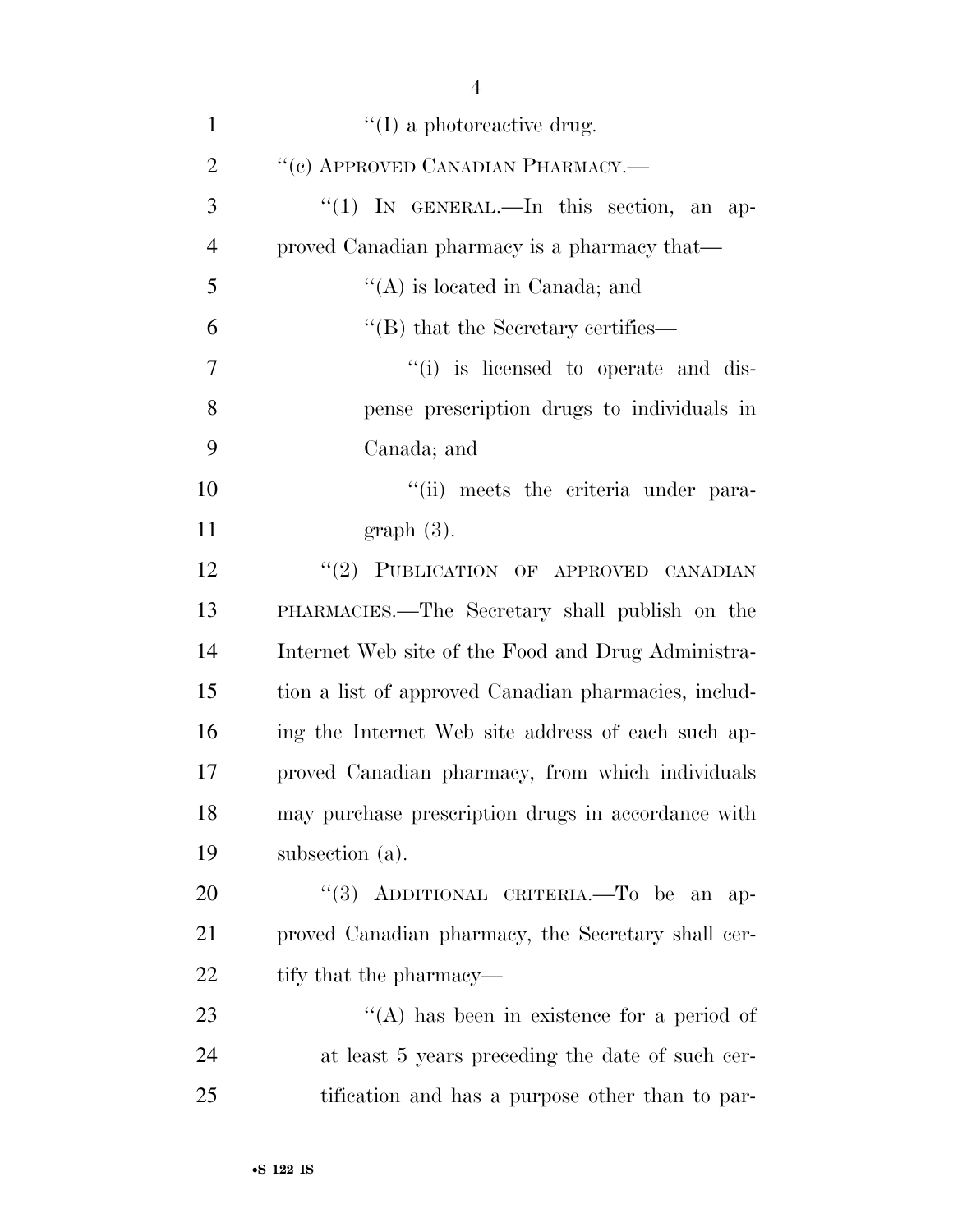"(I) a photoreactive drug.

"(c) APPROVED CANADIAN PHARMACY.—

"(1) IN GENERAL.—In this section, an approved Canadian pharmacy is a pharmacy that—

"(A) is located in Canada; and

"(B) that the Secretary certifies—

"(i) is licensed to operate and dispense prescription drugs to individuals in Canada; and

"(ii) meets the criteria under paragraph (3).

"(2) PUBLICATION OF APPROVED CANADIAN PHARMACIES.—The Secretary shall publish on the Internet Web site of the Food and Drug Administration a list of approved Canadian pharmacies, including the Internet Web site address of each such approved Canadian pharmacy, from which individuals may purchase prescription drugs in accordance with subsection (a).

"(3) ADDITIONAL CRITERIA.—To be an approved Canadian pharmacy, the Secretary shall certify that the pharmacy—

"(A) has been in existence for a period of at least 5 years preceding the date of such certification and has a purpose other than to par-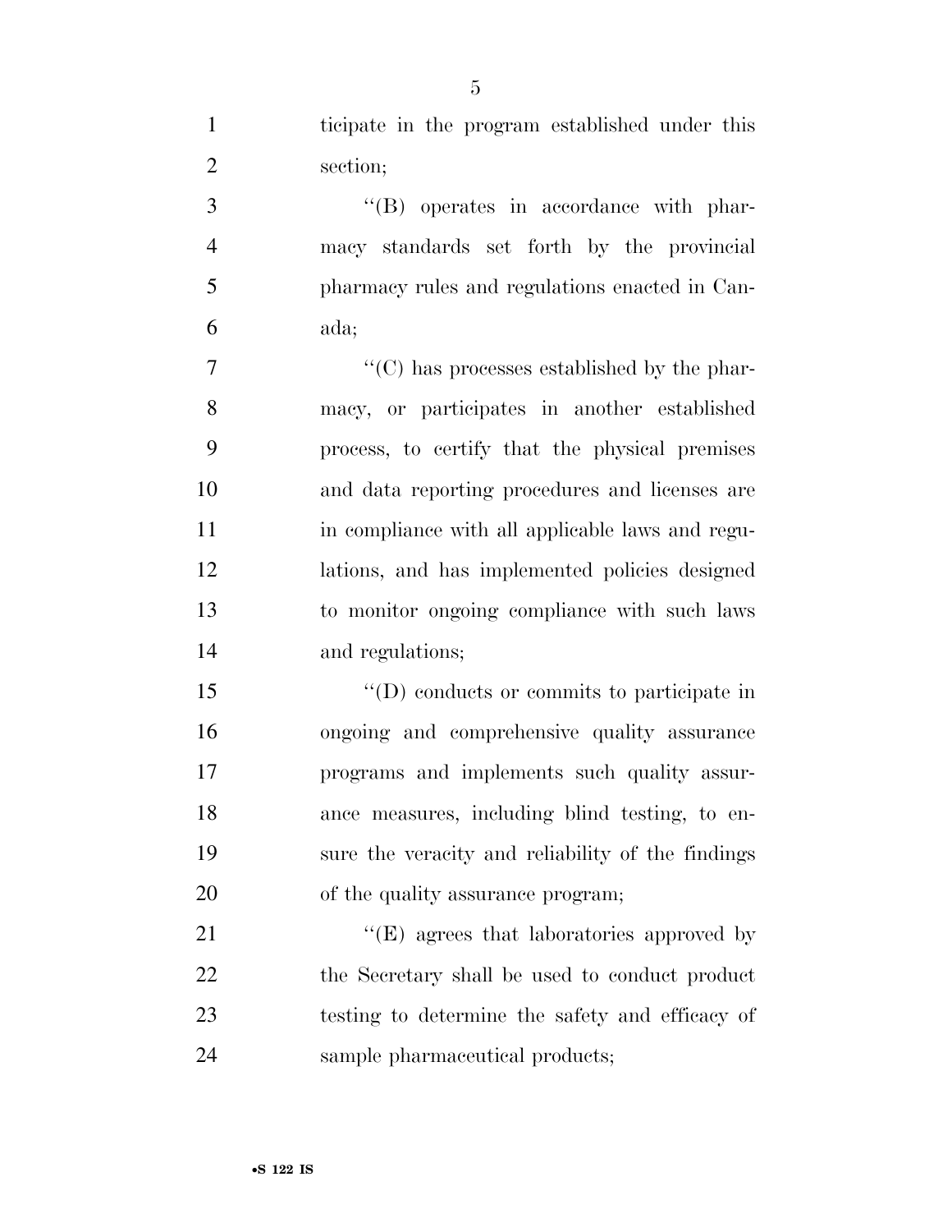ticipate in the program established under this section;

''(B) operates in accordance with pharmacy standards set forth by the provincial pharmacy rules and regulations enacted in Canada;

''(C) has processes established by the pharmacy, or participates in another established process, to certify that the physical premises and data reporting procedures and licenses are in compliance with all applicable laws and regulations, and has implemented policies designed to monitor ongoing compliance with such laws and regulations;

''(D) conducts or commits to participate in ongoing and comprehensive quality assurance programs and implements such quality assurance measures, including blind testing, to ensure the veracity and reliability of the findings of the quality assurance program;

''(E) agrees that laboratories approved by the Secretary shall be used to conduct product testing to determine the safety and efficacy of sample pharmaceutical products;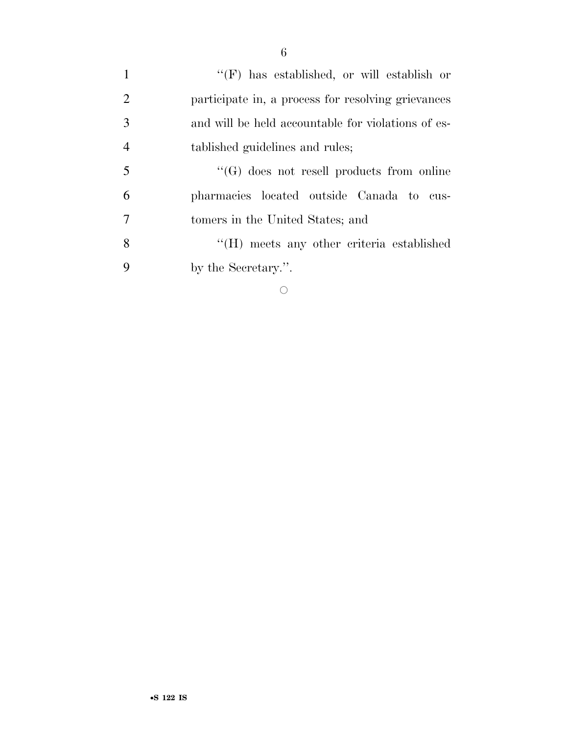''(F) has established, or will establish or participate in, a process for resolving grievances and will be held accountable for violations of established guidelines and rules;

''(G) does not resell products from online pharmacies located outside Canada to customers in the United States; and

''(H) meets any other criteria established by the Secretary.''.

○